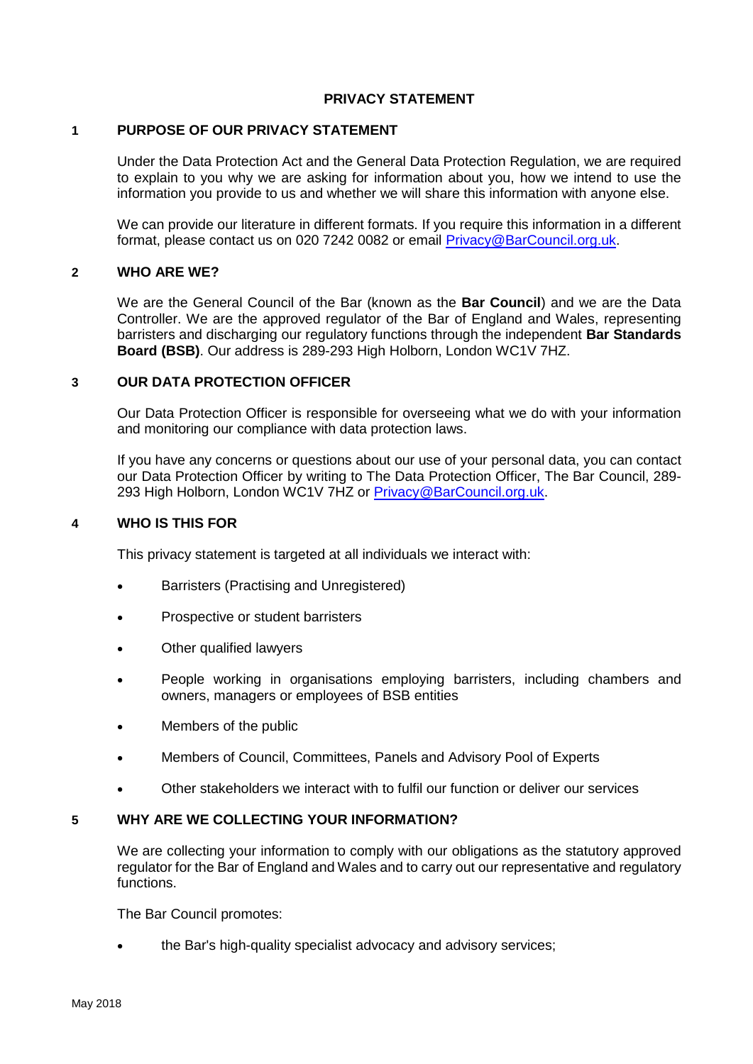# PRIVACY STATEMENT

## 1 PURPOSE OF OUR PRIVACY STATEMENT

Under the Data Protection Act and the General Data Protection Regulation, we are required to explain to you why we are asking for information about you, how we intend to use the information you provide to us and whether we will share this information with anyone else.

We can provide our literature in different formats. If you require this information in a different format, please contact us on 020 7242 0082 or email Privacy@BarCouncil.org.uk.

## 2 WHO ARE WE?

We are the General Council of the Bar (known as the **Bar Council**) and we are the Data Controller. We are the approved regulator of the Bar of England and Wales, representing barristers and discharging our regulatory functions through the independent **Bar Standards Board (BSB)**. Our address is 289-293 High Holborn, London WC1V 7HZ.

## 3 OUR DATA PROTECTION OFFICER

Our Data Protection Officer is responsible for overseeing what we do with your information and monitoring our compliance with data protection laws.

If you have any concerns or questions about our use of your personal data, you can contact our Data Protection Officer by writing to The Data Protection Officer, The Bar Council, 289-293 High Holborn, London WC1V 7HZ or Privacy@BarCouncil.org.uk.

## 4 WHO IS THIS FOR

This privacy statement is targeted at all individuals we interact with:

- Barristers (Practising and Unregistered)
- Prospective or student barristers
- Other qualified lawyers
- People working in organisations employing barristers, including chambers and owners, managers or employees of BSB entities
- Members of the public
- Members of Council, Committees, Panels and Advisory Pool of Experts
- Other stakeholders we interact with to fulfil our function or deliver our services

## 5 WHY ARE WE COLLECTING YOUR INFORMATION?

We are collecting your information to comply with our obligations as the statutory approved regulator for the Bar of England and Wales and to carry out our representative and regulatory functions.

The Bar Council promotes:

- the Bar's high-quality specialist advocacy and advisory services;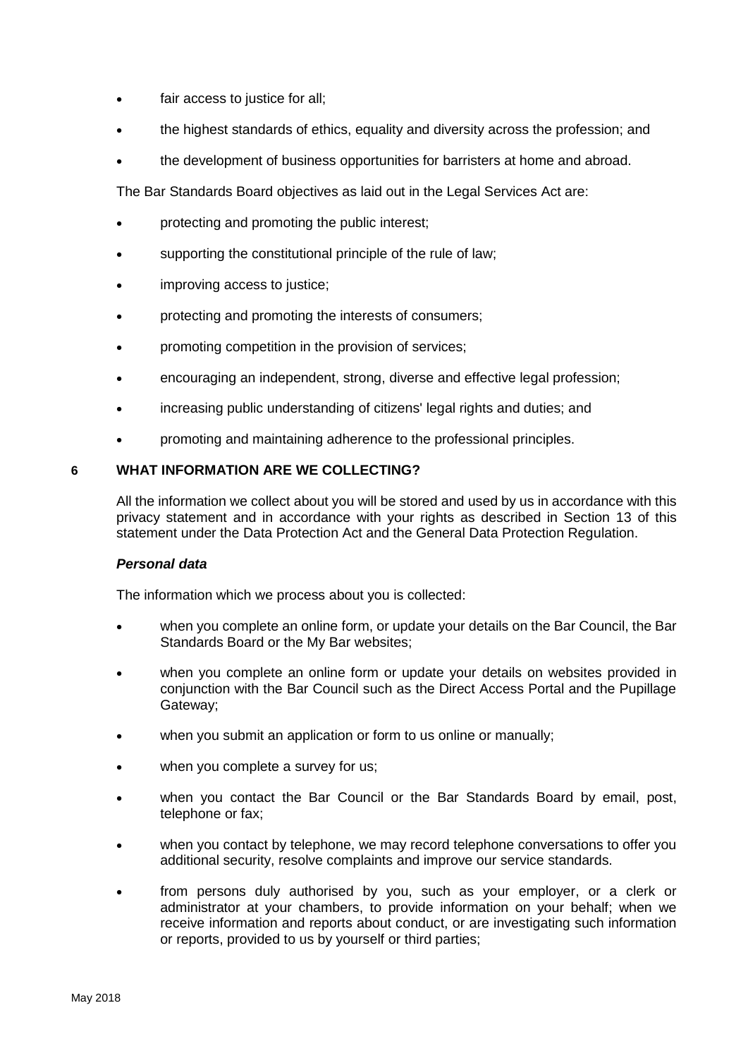- fair access to justice for all;
- the highest standards of ethics, equality and diversity across the profession; and
- the development of business opportunities for barristers at home and abroad.

The Bar Standards Board objectives as laid out in the Legal Services Act are:

- protecting and promoting the public interest;
- supporting the constitutional principle of the rule of law;
- improving access to justice;
- protecting and promoting the interests of consumers;
- promoting competition in the provision of services;
- encouraging an independent, strong, diverse and effective legal profession;
- increasing public understanding of citizens' legal rights and duties; and
- promoting and maintaining adherence to the professional principles.

## 6 WHAT INFORMATION ARE WE COLLECTING?

All the information we collect about you will be stored and used by us in accordance with this privacy statement and in accordance with your rights as described in Section 13 of this statement under the Data Protection Act and the General Data Protection Regulation.

***Personal data***

The information which we process about you is collected:

- when you complete an online form, or update your details on the Bar Council, the Bar Standards Board or the My Bar websites;
- when you complete an online form or update your details on websites provided in conjunction with the Bar Council such as the Direct Access Portal and the Pupillage Gateway;
- when you submit an application or form to us online or manually;
- when you complete a survey for us;
- when you contact the Bar Council or the Bar Standards Board by email, post, telephone or fax;
- when you contact by telephone, we may record telephone conversations to offer you additional security, resolve complaints and improve our service standards.
- from persons duly authorised by you, such as your employer, or a clerk or administrator at your chambers, to provide information on your behalf; when we receive information and reports about conduct, or are investigating such information or reports, provided to us by yourself or third parties;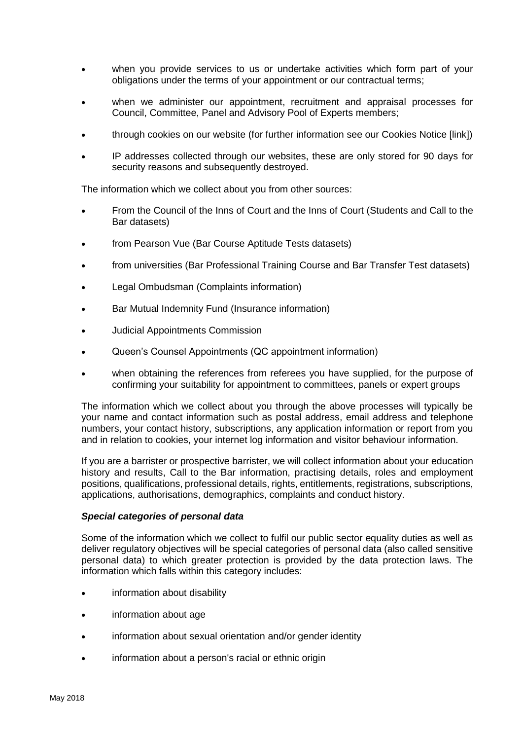- when you provide services to us or undertake activities which form part of your obligations under the terms of your appointment or our contractual terms;
- when we administer our appointment, recruitment and appraisal processes for Council, Committee, Panel and Advisory Pool of Experts members;
- through cookies on our website (for further information see our Cookies Notice [link])
- IP addresses collected through our websites, these are only stored for 90 days for security reasons and subsequently destroyed.

The information which we collect about you from other sources:

- From the Council of the Inns of Court and the Inns of Court (Students and Call to the Bar datasets)
- from Pearson Vue (Bar Course Aptitude Tests datasets)
- from universities (Bar Professional Training Course and Bar Transfer Test datasets)
- Legal Ombudsman (Complaints information)
- Bar Mutual Indemnity Fund (Insurance information)
- Judicial Appointments Commission
- Queen's Counsel Appointments (QC appointment information)
- when obtaining the references from referees you have supplied, for the purpose of confirming your suitability for appointment to committees, panels or expert groups

The information which we collect about you through the above processes will typically be your name and contact information such as postal address, email address and telephone numbers, your contact history, subscriptions, any application information or report from you and in relation to cookies, your internet log information and visitor behaviour information.

If you are a barrister or prospective barrister, we will collect information about your education history and results, Call to the Bar information, practising details, roles and employment positions, qualifications, professional details, rights, entitlements, registrations, subscriptions, applications, authorisations, demographics, complaints and conduct history.

***Special categories of personal data***

Some of the information which we collect to fulfil our public sector equality duties as well as deliver regulatory objectives will be special categories of personal data (also called sensitive personal data) to which greater protection is provided by the data protection laws. The information which falls within this category includes:

- information about disability
- information about age
- information about sexual orientation and/or gender identity
- information about a person's racial or ethnic origin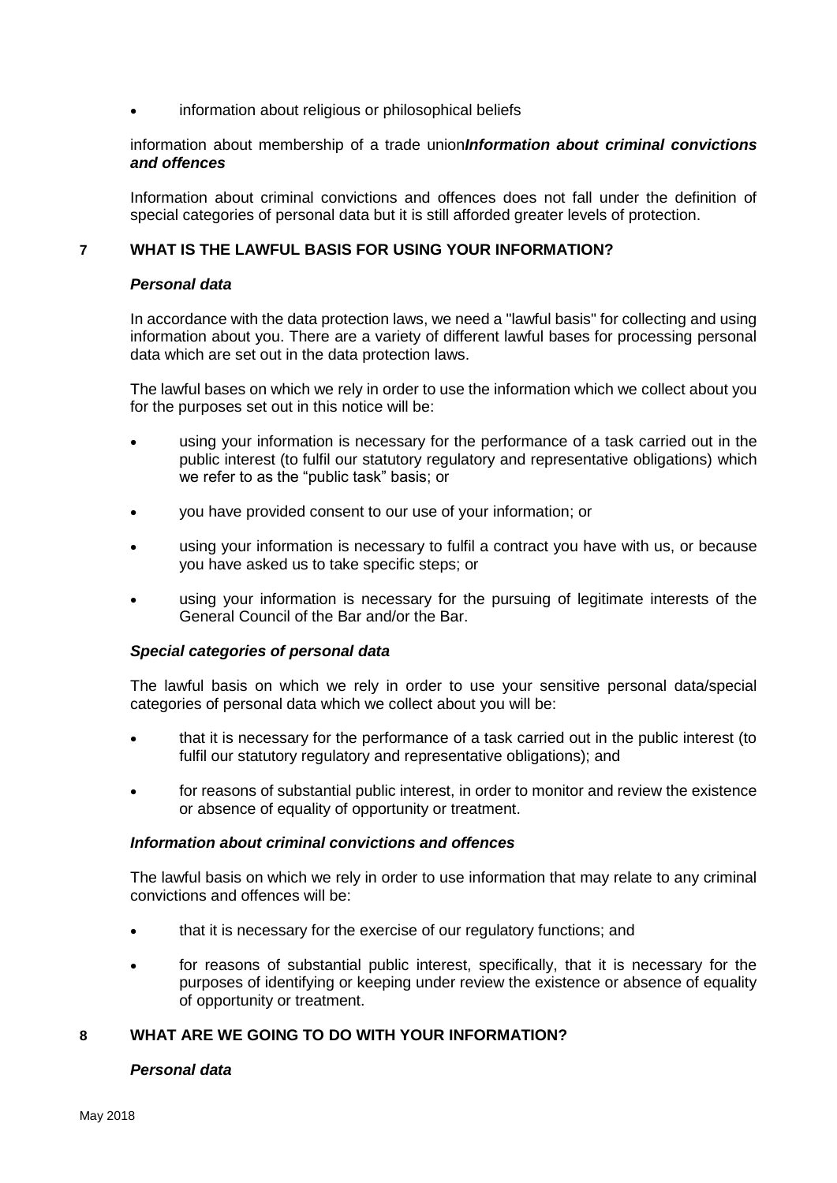- information about religious or philosophical beliefs

information about membership of a trade union***Information about criminal convictions and offences***

Information about criminal convictions and offences does not fall under the definition of special categories of personal data but it is still afforded greater levels of protection.

## 7 WHAT IS THE LAWFUL BASIS FOR USING YOUR INFORMATION?

***Personal data***

In accordance with the data protection laws, we need a "lawful basis" for collecting and using information about you. There are a variety of different lawful bases for processing personal data which are set out in the data protection laws.

The lawful bases on which we rely in order to use the information which we collect about you for the purposes set out in this notice will be:

- using your information is necessary for the performance of a task carried out in the public interest (to fulfil our statutory regulatory and representative obligations) which we refer to as the "public task" basis; or
- you have provided consent to our use of your information; or
- using your information is necessary to fulfil a contract you have with us, or because you have asked us to take specific steps; or
- using your information is necessary for the pursuing of legitimate interests of the General Council of the Bar and/or the Bar.

***Special categories of personal data***

The lawful basis on which we rely in order to use your sensitive personal data/special categories of personal data which we collect about you will be:

- that it is necessary for the performance of a task carried out in the public interest (to fulfil our statutory regulatory and representative obligations); and
- for reasons of substantial public interest, in order to monitor and review the existence or absence of equality of opportunity or treatment.

***Information about criminal convictions and offences***

The lawful basis on which we rely in order to use information that may relate to any criminal convictions and offences will be:

- that it is necessary for the exercise of our regulatory functions; and
- for reasons of substantial public interest, specifically, that it is necessary for the purposes of identifying or keeping under review the existence or absence of equality of opportunity or treatment.

## 8 WHAT ARE WE GOING TO DO WITH YOUR INFORMATION?

***Personal data***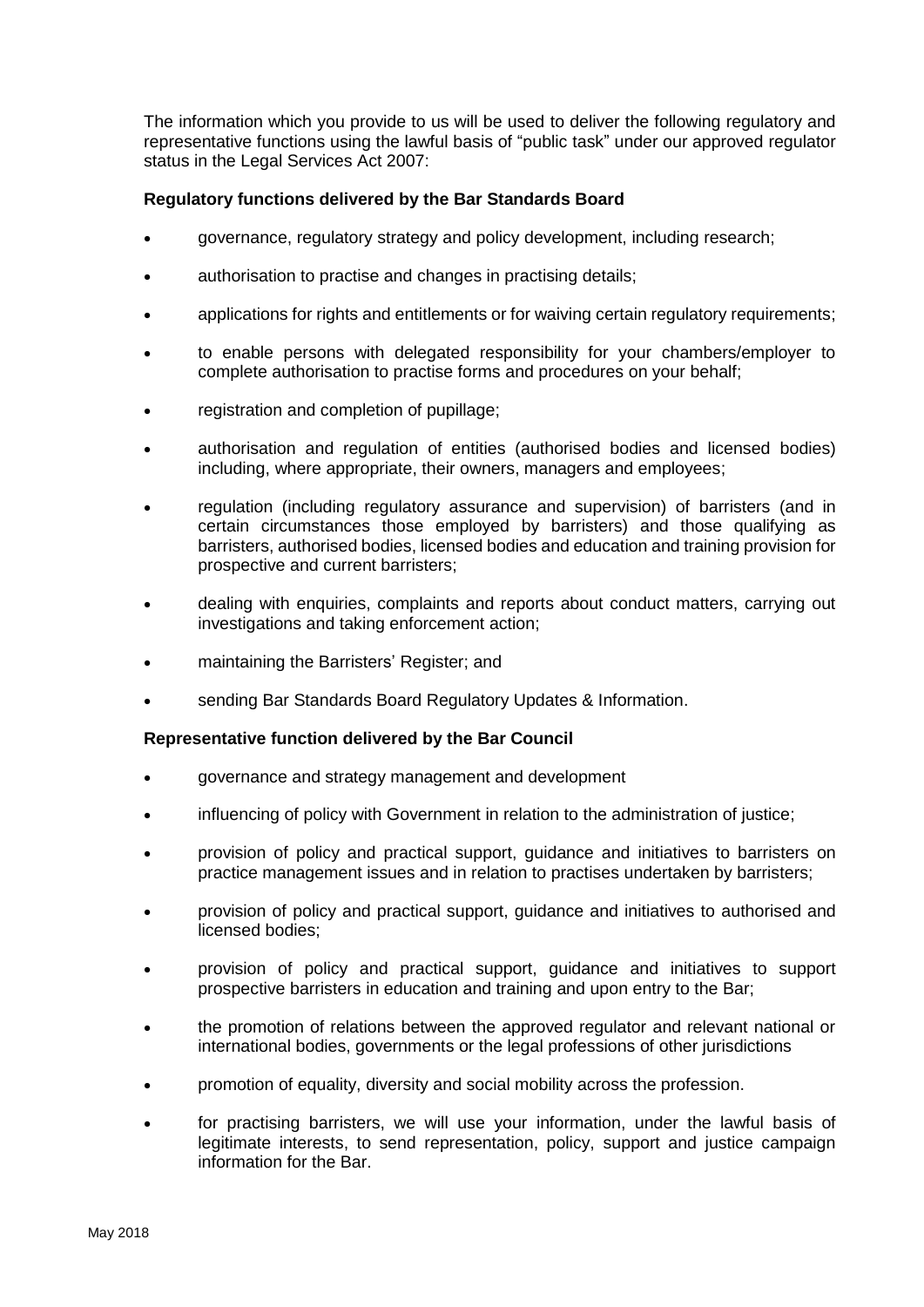The information which you provide to us will be used to deliver the following regulatory and representative functions using the lawful basis of "public task" under our approved regulator status in the Legal Services Act 2007:

**Regulatory functions delivered by the Bar Standards Board**

- governance, regulatory strategy and policy development, including research;
- authorisation to practise and changes in practising details;
- applications for rights and entitlements or for waiving certain regulatory requirements;
- to enable persons with delegated responsibility for your chambers/employer to complete authorisation to practise forms and procedures on your behalf;
- registration and completion of pupillage;
- authorisation and regulation of entities (authorised bodies and licensed bodies) including, where appropriate, their owners, managers and employees;
- regulation (including regulatory assurance and supervision) of barristers (and in certain circumstances those employed by barristers) and those qualifying as barristers, authorised bodies, licensed bodies and education and training provision for prospective and current barristers;
- dealing with enquiries, complaints and reports about conduct matters, carrying out investigations and taking enforcement action;
- maintaining the Barristers' Register; and
- sending Bar Standards Board Regulatory Updates & Information.

**Representative function delivered by the Bar Council**

- governance and strategy management and development
- influencing of policy with Government in relation to the administration of justice;
- provision of policy and practical support, guidance and initiatives to barristers on practice management issues and in relation to practises undertaken by barristers;
- provision of policy and practical support, guidance and initiatives to authorised and licensed bodies;
- provision of policy and practical support, guidance and initiatives to support prospective barristers in education and training and upon entry to the Bar;
- the promotion of relations between the approved regulator and relevant national or international bodies, governments or the legal professions of other jurisdictions
- promotion of equality, diversity and social mobility across the profession.
- for practising barristers, we will use your information, under the lawful basis of legitimate interests, to send representation, policy, support and justice campaign information for the Bar.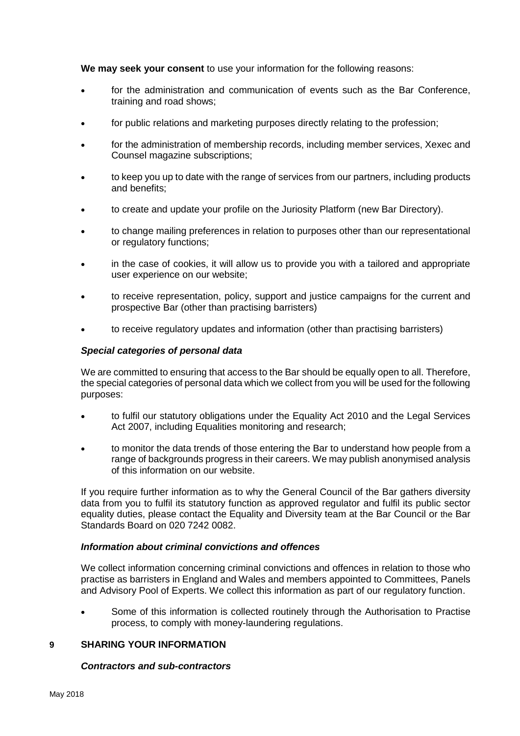**We may seek your consent** to use your information for the following reasons:

- for the administration and communication of events such as the Bar Conference, training and road shows;
- for public relations and marketing purposes directly relating to the profession;
- for the administration of membership records, including member services, Xexec and Counsel magazine subscriptions;
- to keep you up to date with the range of services from our partners, including products and benefits;
- to create and update your profile on the Juriosity Platform (new Bar Directory).
- to change mailing preferences in relation to purposes other than our representational or regulatory functions;
- in the case of cookies, it will allow us to provide you with a tailored and appropriate user experience on our website;
- to receive representation, policy, support and justice campaigns for the current and prospective Bar (other than practising barristers)
- to receive regulatory updates and information (other than practising barristers)

***Special categories of personal data***

We are committed to ensuring that access to the Bar should be equally open to all. Therefore, the special categories of personal data which we collect from you will be used for the following purposes:

- to fulfil our statutory obligations under the Equality Act 2010 and the Legal Services Act 2007, including Equalities monitoring and research;
- to monitor the data trends of those entering the Bar to understand how people from a range of backgrounds progress in their careers. We may publish anonymised analysis of this information on our website.

If you require further information as to why the General Council of the Bar gathers diversity data from you to fulfil its statutory function as approved regulator and fulfil its public sector equality duties, please contact the Equality and Diversity team at the Bar Council or the Bar Standards Board on 020 7242 0082.

***Information about criminal convictions and offences***

We collect information concerning criminal convictions and offences in relation to those who practise as barristers in England and Wales and members appointed to Committees, Panels and Advisory Pool of Experts. We collect this information as part of our regulatory function.

- Some of this information is collected routinely through the Authorisation to Practise process, to comply with money-laundering regulations.

## 9 SHARING YOUR INFORMATION

***Contractors and sub-contractors***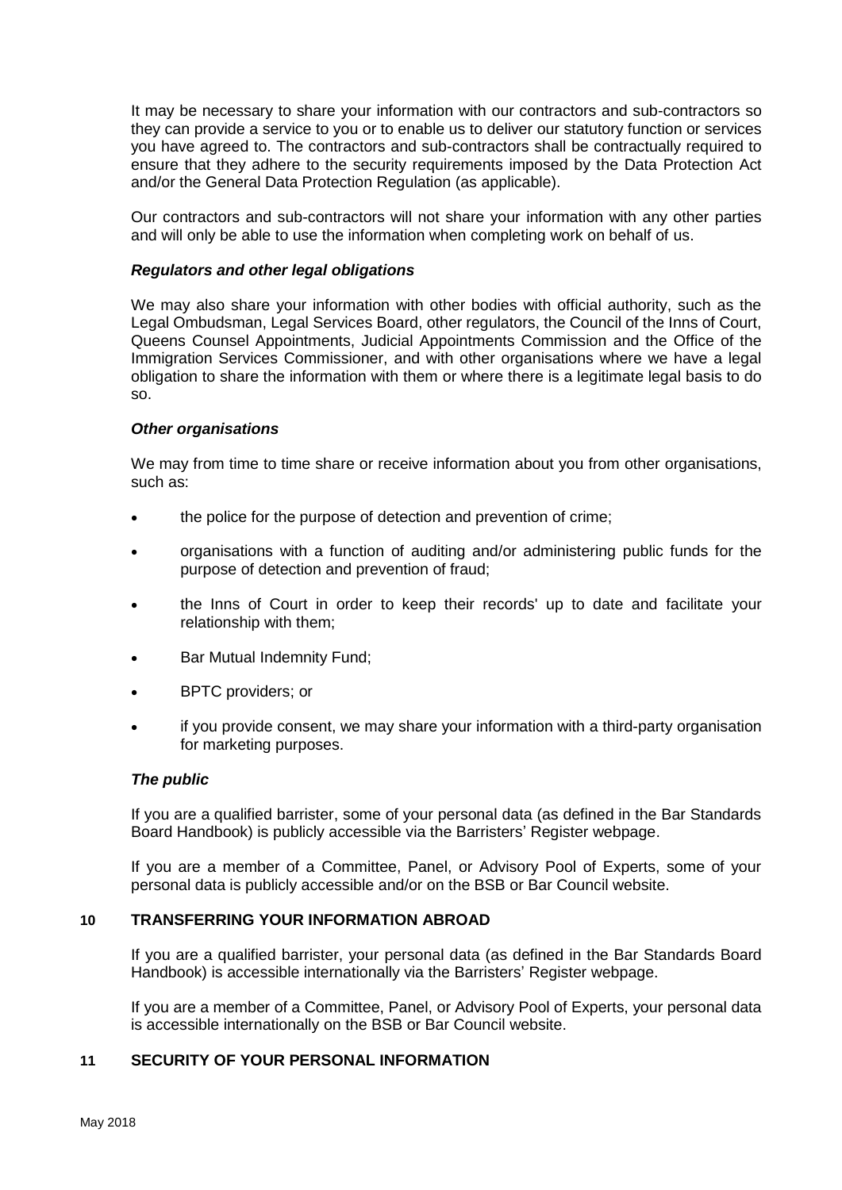It may be necessary to share your information with our contractors and sub-contractors so they can provide a service to you or to enable us to deliver our statutory function or services you have agreed to. The contractors and sub-contractors shall be contractually required to ensure that they adhere to the security requirements imposed by the Data Protection Act and/or the General Data Protection Regulation (as applicable).

Our contractors and sub-contractors will not share your information with any other parties and will only be able to use the information when completing work on behalf of us.

***Regulators and other legal obligations***

We may also share your information with other bodies with official authority, such as the Legal Ombudsman, Legal Services Board, other regulators, the Council of the Inns of Court, Queens Counsel Appointments, Judicial Appointments Commission and the Office of the Immigration Services Commissioner, and with other organisations where we have a legal obligation to share the information with them or where there is a legitimate legal basis to do so.

***Other organisations***

We may from time to time share or receive information about you from other organisations, such as:

- the police for the purpose of detection and prevention of crime;
- organisations with a function of auditing and/or administering public funds for the purpose of detection and prevention of fraud;
- the Inns of Court in order to keep their records' up to date and facilitate your relationship with them;
- Bar Mutual Indemnity Fund;
- BPTC providers; or
- if you provide consent, we may share your information with a third-party organisation for marketing purposes.

***The public***

If you are a qualified barrister, some of your personal data (as defined in the Bar Standards Board Handbook) is publicly accessible via the Barristers' Register webpage.

If you are a member of a Committee, Panel, or Advisory Pool of Experts, some of your personal data is publicly accessible and/or on the BSB or Bar Council website.

## 10 TRANSFERRING YOUR INFORMATION ABROAD

If you are a qualified barrister, your personal data (as defined in the Bar Standards Board Handbook) is accessible internationally via the Barristers' Register webpage.

If you are a member of a Committee, Panel, or Advisory Pool of Experts, your personal data is accessible internationally on the BSB or Bar Council website.

## 11 SECURITY OF YOUR PERSONAL INFORMATION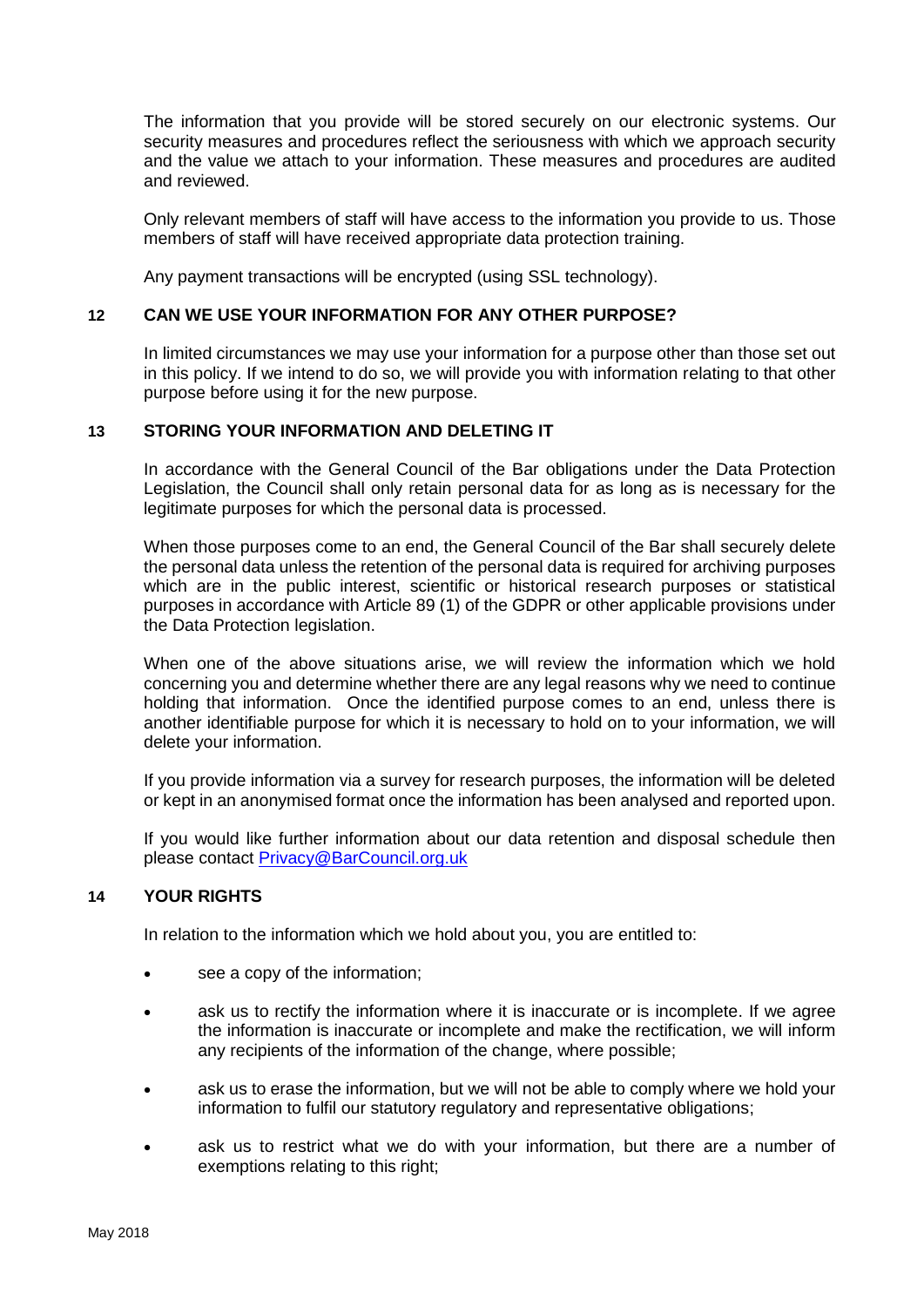The information that you provide will be stored securely on our electronic systems. Our security measures and procedures reflect the seriousness with which we approach security and the value we attach to your information. These measures and procedures are audited and reviewed.

Only relevant members of staff will have access to the information you provide to us. Those members of staff will have received appropriate data protection training.

Any payment transactions will be encrypted (using SSL technology).

## 12 CAN WE USE YOUR INFORMATION FOR ANY OTHER PURPOSE?

In limited circumstances we may use your information for a purpose other than those set out in this policy. If we intend to do so, we will provide you with information relating to that other purpose before using it for the new purpose.

## 13 STORING YOUR INFORMATION AND DELETING IT

In accordance with the General Council of the Bar obligations under the Data Protection Legislation, the Council shall only retain personal data for as long as is necessary for the legitimate purposes for which the personal data is processed.

When those purposes come to an end, the General Council of the Bar shall securely delete the personal data unless the retention of the personal data is required for archiving purposes which are in the public interest, scientific or historical research purposes or statistical purposes in accordance with Article 89 (1) of the GDPR or other applicable provisions under the Data Protection legislation.

When one of the above situations arise, we will review the information which we hold concerning you and determine whether there are any legal reasons why we need to continue holding that information. Once the identified purpose comes to an end, unless there is another identifiable purpose for which it is necessary to hold on to your information, we will delete your information.

If you provide information via a survey for research purposes, the information will be deleted or kept in an anonymised format once the information has been analysed and reported upon.

If you would like further information about our data retention and disposal schedule then please contact Privacy@BarCouncil.org.uk

## 14 YOUR RIGHTS

In relation to the information which we hold about you, you are entitled to:

- see a copy of the information;
- ask us to rectify the information where it is inaccurate or is incomplete. If we agree the information is inaccurate or incomplete and make the rectification, we will inform any recipients of the information of the change, where possible;
- ask us to erase the information, but we will not be able to comply where we hold your information to fulfil our statutory regulatory and representative obligations;
- ask us to restrict what we do with your information, but there are a number of exemptions relating to this right;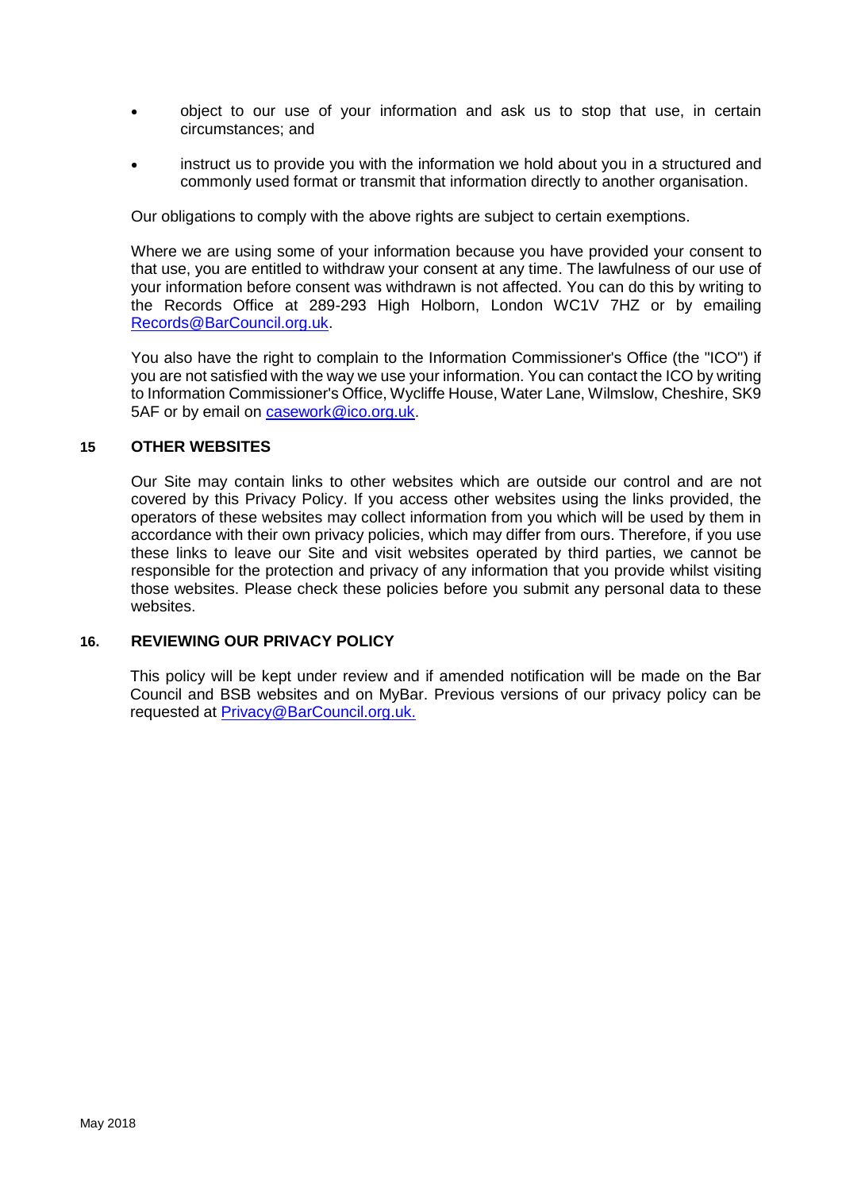- object to our use of your information and ask us to stop that use, in certain circumstances; and
- instruct us to provide you with the information we hold about you in a structured and commonly used format or transmit that information directly to another organisation.

Our obligations to comply with the above rights are subject to certain exemptions.

Where we are using some of your information because you have provided your consent to that use, you are entitled to withdraw your consent at any time. The lawfulness of our use of your information before consent was withdrawn is not affected. You can do this by writing to the Records Office at 289-293 High Holborn, London WC1V 7HZ or by emailing Records@BarCouncil.org.uk.

You also have the right to complain to the Information Commissioner's Office (the "ICO") if you are not satisfied with the way we use your information. You can contact the ICO by writing to Information Commissioner's Office, Wycliffe House, Water Lane, Wilmslow, Cheshire, SK9 5AF or by email on casework@ico.org.uk.

## 15 OTHER WEBSITES

Our Site may contain links to other websites which are outside our control and are not covered by this Privacy Policy. If you access other websites using the links provided, the operators of these websites may collect information from you which will be used by them in accordance with their own privacy policies, which may differ from ours. Therefore, if you use these links to leave our Site and visit websites operated by third parties, we cannot be responsible for the protection and privacy of any information that you provide whilst visiting those websites. Please check these policies before you submit any personal data to these websites.

## 16. REVIEWING OUR PRIVACY POLICY

This policy will be kept under review and if amended notification will be made on the Bar Council and BSB websites and on MyBar. Previous versions of our privacy policy can be requested at Privacy@BarCouncil.org.uk.

May 2018